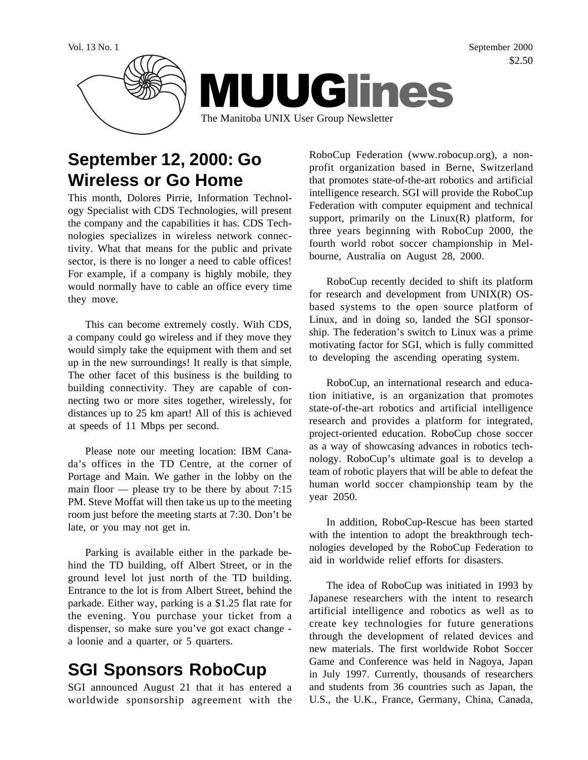Vol. 13 No. 1 September 2000 $2.50

# MUUGlines

The Manitoba UNIX User Group Newsletter

## September 12, 2000: Go Wireless or Go Home

This month, Dolores Pirrie, Information Technology Specialist with CDS Technologies, will present the company and the capabilities it has. CDS Technologies specializes in wireless network connectivity. What that means for the public and private sector, is there is no longer a need to cable offices! For example, if a company is highly mobile, they would normally have to cable an office every time they move.

This can become extremely costly. With CDS, a company could go wireless and if they move they would simply take the equipment with them and set up in the new surroundings! It really is that simple. The other facet of this business is the building to building connectivity. They are capable of connecting two or more sites together, wirelessly, for distances up to 25 km apart! All of this is achieved at speeds of 11 Mbps per second.

Please note our meeting location: IBM Canada's offices in the TD Centre, at the corner of Portage and Main. We gather in the lobby on the main floor — please try to be there by about 7:15 PM. Steve Moffat will then take us up to the meeting room just before the meeting starts at 7:30. Don't be late, or you may not get in.

Parking is available either in the parkade behind the TD building, off Albert Street, or in the ground level lot just north of the TD building. Entrance to the lot is from Albert Street, behind the parkade. Either way, parking is a $1.25 flat rate for the evening. You purchase your ticket from a dispenser, so make sure you've got exact change - a loonie and a quarter, or 5 quarters.

## SGI Sponsors RoboCup

SGI announced August 21 that it has entered a worldwide sponsorship agreement with the RoboCup Federation (www.robocup.org), a non-profit organization based in Berne, Switzerland that promotes state-of-the-art robotics and artificial intelligence research. SGI will provide the RoboCup Federation with computer equipment and technical support, primarily on the Linux(R) platform, for three years beginning with RoboCup 2000, the fourth world robot soccer championship in Melbourne, Australia on August 28, 2000.

RoboCup recently decided to shift its platform for research and development from UNIX(R) OS-based systems to the open source platform of Linux, and in doing so, landed the SGI sponsorship. The federation's switch to Linux was a prime motivating factor for SGI, which is fully committed to developing the ascending operating system.

RoboCup, an international research and education initiative, is an organization that promotes state-of-the-art robotics and artificial intelligence research and provides a platform for integrated, project-oriented education. RoboCup chose soccer as a way of showcasing advances in robotics technology. RoboCup's ultimate goal is to develop a team of robotic players that will be able to defeat the human world soccer championship team by the year 2050.

In addition, RoboCup-Rescue has been started with the intention to adopt the breakthrough technologies developed by the RoboCup Federation to aid in worldwide relief efforts for disasters.

The idea of RoboCup was initiated in 1993 by Japanese researchers with the intent to research artificial intelligence and robotics as well as to create key technologies for future generations through the development of related devices and new materials. The first worldwide Robot Soccer Game and Conference was held in Nagoya, Japan in July 1997. Currently, thousands of researchers and students from 36 countries such as Japan, the U.S., the U.K., France, Germany, China, Canada,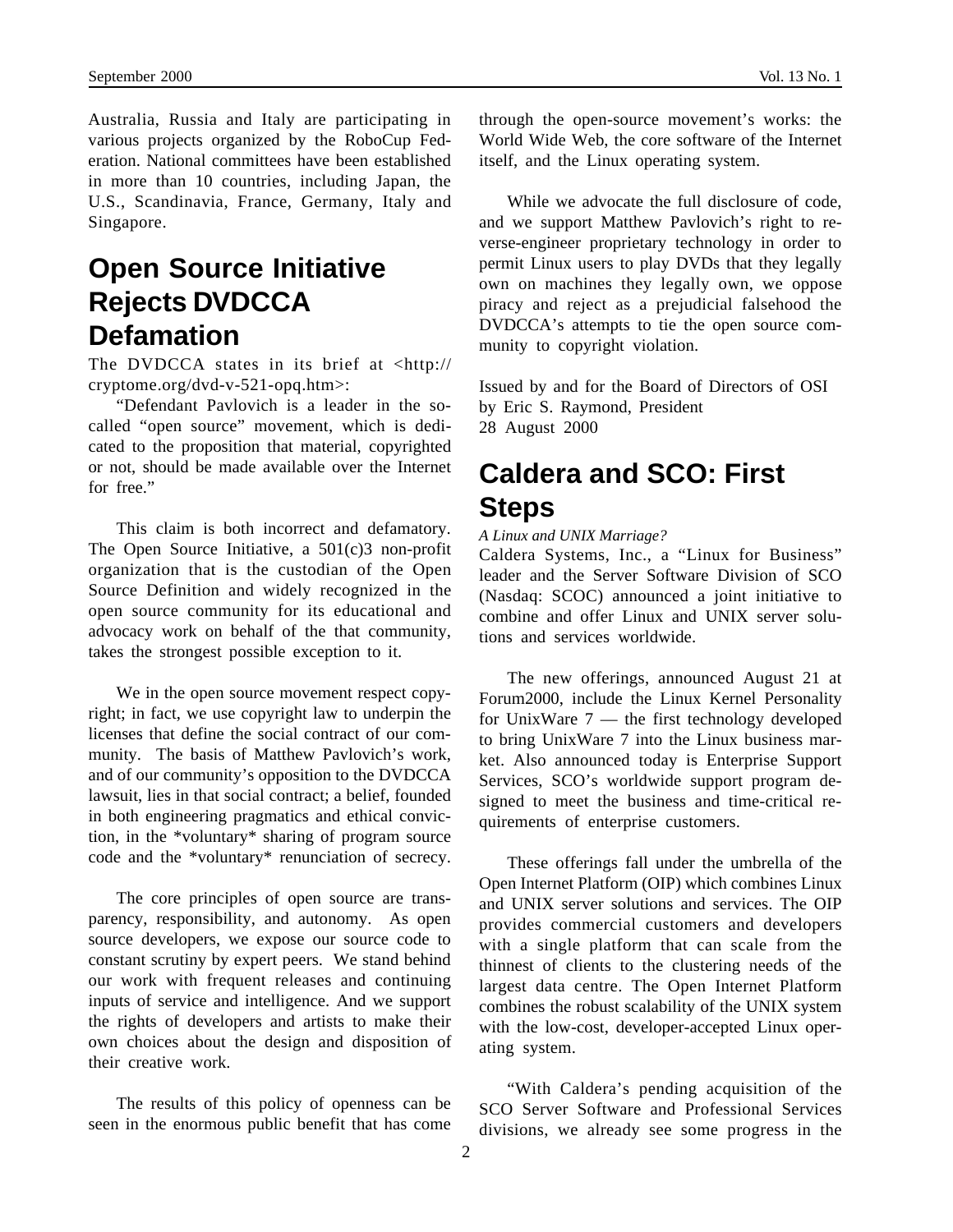Australia, Russia and Italy are participating in various projects organized by the RoboCup Federation. National committees have been established in more than 10 countries, including Japan, the U.S., Scandinavia, France, Germany, Italy and Singapore.

# Open Source Initiative Rejects DVDCCA Defamation

The DVDCCA states in its brief at <http://cryptome.org/dvd-v-521-opq.htm>:

"Defendant Pavlovich is a leader in the so-called "open source" movement, which is dedicated to the proposition that material, copyrighted or not, should be made available over the Internet for free."

This claim is both incorrect and defamatory. The Open Source Initiative, a 501(c)3 non-profit organization that is the custodian of the Open Source Definition and widely recognized in the open source community for its educational and advocacy work on behalf of the that community, takes the strongest possible exception to it.

We in the open source movement respect copyright; in fact, we use copyright law to underpin the licenses that define the social contract of our community. The basis of Matthew Pavlovich's work, and of our community's opposition to the DVDCCA lawsuit, lies in that social contract; a belief, founded in both engineering pragmatics and ethical conviction, in the *voluntary* sharing of program source code and the *voluntary* renunciation of secrecy.

The core principles of open source are transparency, responsibility, and autonomy. As open source developers, we expose our source code to constant scrutiny by expert peers. We stand behind our work with frequent releases and continuing inputs of service and intelligence. And we support the rights of developers and artists to make their own choices about the design and disposition of their creative work.

The results of this policy of openness can be seen in the enormous public benefit that has come through the open-source movement's works: the World Wide Web, the core software of the Internet itself, and the Linux operating system.

While we advocate the full disclosure of code, and we support Matthew Pavlovich's right to reverse-engineer proprietary technology in order to permit Linux users to play DVDs that they legally own on machines they legally own, we oppose piracy and reject as a prejudicial falsehood the DVDCCA's attempts to tie the open source community to copyright violation.

Issued by and for the Board of Directors of OSI
by Eric S. Raymond, President
28 August 2000

# Caldera and SCO: First Steps

*A Linux and UNIX Marriage?*

Caldera Systems, Inc., a "Linux for Business" leader and the Server Software Division of SCO (Nasdaq: SCOC) announced a joint initiative to combine and offer Linux and UNIX server solutions and services worldwide.

The new offerings, announced August 21 at Forum2000, include the Linux Kernel Personality for UnixWare 7 — the first technology developed to bring UnixWare 7 into the Linux business market. Also announced today is Enterprise Support Services, SCO's worldwide support program designed to meet the business and time-critical requirements of enterprise customers.

These offerings fall under the umbrella of the Open Internet Platform (OIP) which combines Linux and UNIX server solutions and services. The OIP provides commercial customers and developers with a single platform that can scale from the thinnest of clients to the clustering needs of the largest data centre. The Open Internet Platform combines the robust scalability of the UNIX system with the low-cost, developer-accepted Linux operating system.

"With Caldera's pending acquisition of the SCO Server Software and Professional Services divisions, we already see some progress in the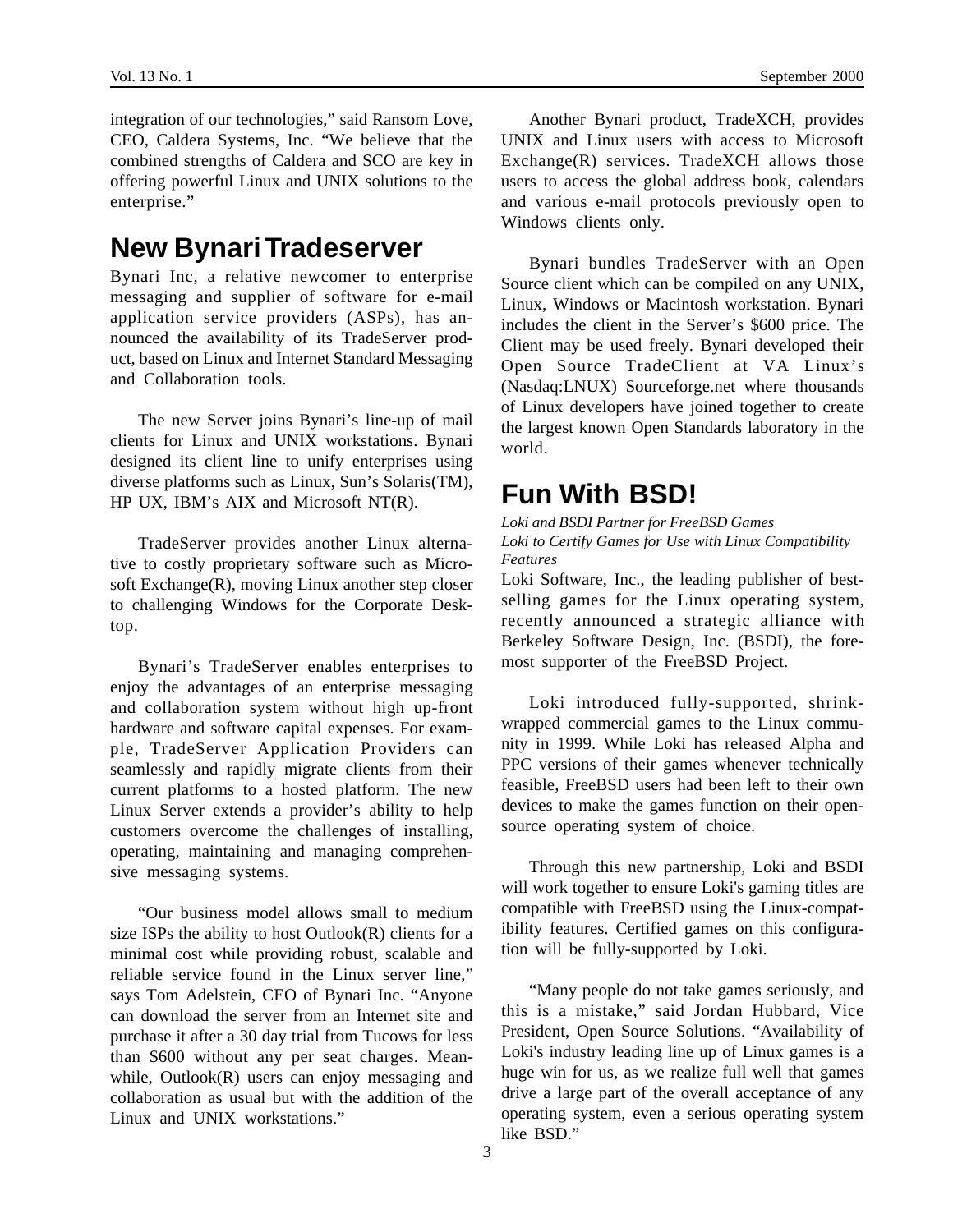integration of our technologies," said Ransom Love, CEO, Caldera Systems, Inc. "We believe that the combined strengths of Caldera and SCO are key in offering powerful Linux and UNIX solutions to the enterprise."

## New Bynari Tradeserver

Bynari Inc, a relative newcomer to enterprise messaging and supplier of software for e-mail application service providers (ASPs), has announced the availability of its TradeServer product, based on Linux and Internet Standard Messaging and Collaboration tools.

The new Server joins Bynari's line-up of mail clients for Linux and UNIX workstations. Bynari designed its client line to unify enterprises using diverse platforms such as Linux, Sun's Solaris(TM), HP UX, IBM's AIX and Microsoft NT(R).

TradeServer provides another Linux alternative to costly proprietary software such as Microsoft Exchange(R), moving Linux another step closer to challenging Windows for the Corporate Desktop.

Bynari's TradeServer enables enterprises to enjoy the advantages of an enterprise messaging and collaboration system without high up-front hardware and software capital expenses. For example, TradeServer Application Providers can seamlessly and rapidly migrate clients from their current platforms to a hosted platform. The new Linux Server extends a provider's ability to help customers overcome the challenges of installing, operating, maintaining and managing comprehensive messaging systems.

"Our business model allows small to medium size ISPs the ability to host Outlook(R) clients for a minimal cost while providing robust, scalable and reliable service found in the Linux server line," says Tom Adelstein, CEO of Bynari Inc. "Anyone can download the server from an Internet site and purchase it after a 30 day trial from Tucows for less than $600 without any per seat charges. Meanwhile, Outlook(R) users can enjoy messaging and collaboration as usual but with the addition of the Linux and UNIX workstations."

Another Bynari product, TradeXCH, provides UNIX and Linux users with access to Microsoft Exchange(R) services. TradeXCH allows those users to access the global address book, calendars and various e-mail protocols previously open to Windows clients only.

Bynari bundles TradeServer with an Open Source client which can be compiled on any UNIX, Linux, Windows or Macintosh workstation. Bynari includes the client in the Server's $600 price. The Client may be used freely. Bynari developed their Open Source TradeClient at VA Linux's (Nasdaq:LNUX) Sourceforge.net where thousands of Linux developers have joined together to create the largest known Open Standards laboratory in the world.

## Fun With BSD!

*Loki and BSDI Partner for FreeBSD Games*
*Loki to Certify Games for Use with Linux Compatibility Features*

Loki Software, Inc., the leading publisher of best-selling games for the Linux operating system, recently announced a strategic alliance with Berkeley Software Design, Inc. (BSDI), the foremost supporter of the FreeBSD Project.

Loki introduced fully-supported, shrink-wrapped commercial games to the Linux community in 1999. While Loki has released Alpha and PPC versions of their games whenever technically feasible, FreeBSD users had been left to their own devices to make the games function on their open-source operating system of choice.

Through this new partnership, Loki and BSDI will work together to ensure Loki's gaming titles are compatible with FreeBSD using the Linux-compatibility features. Certified games on this configuration will be fully-supported by Loki.

"Many people do not take games seriously, and this is a mistake," said Jordan Hubbard, Vice President, Open Source Solutions. "Availability of Loki's industry leading line up of Linux games is a huge win for us, as we realize full well that games drive a large part of the overall acceptance of any operating system, even a serious operating system like BSD."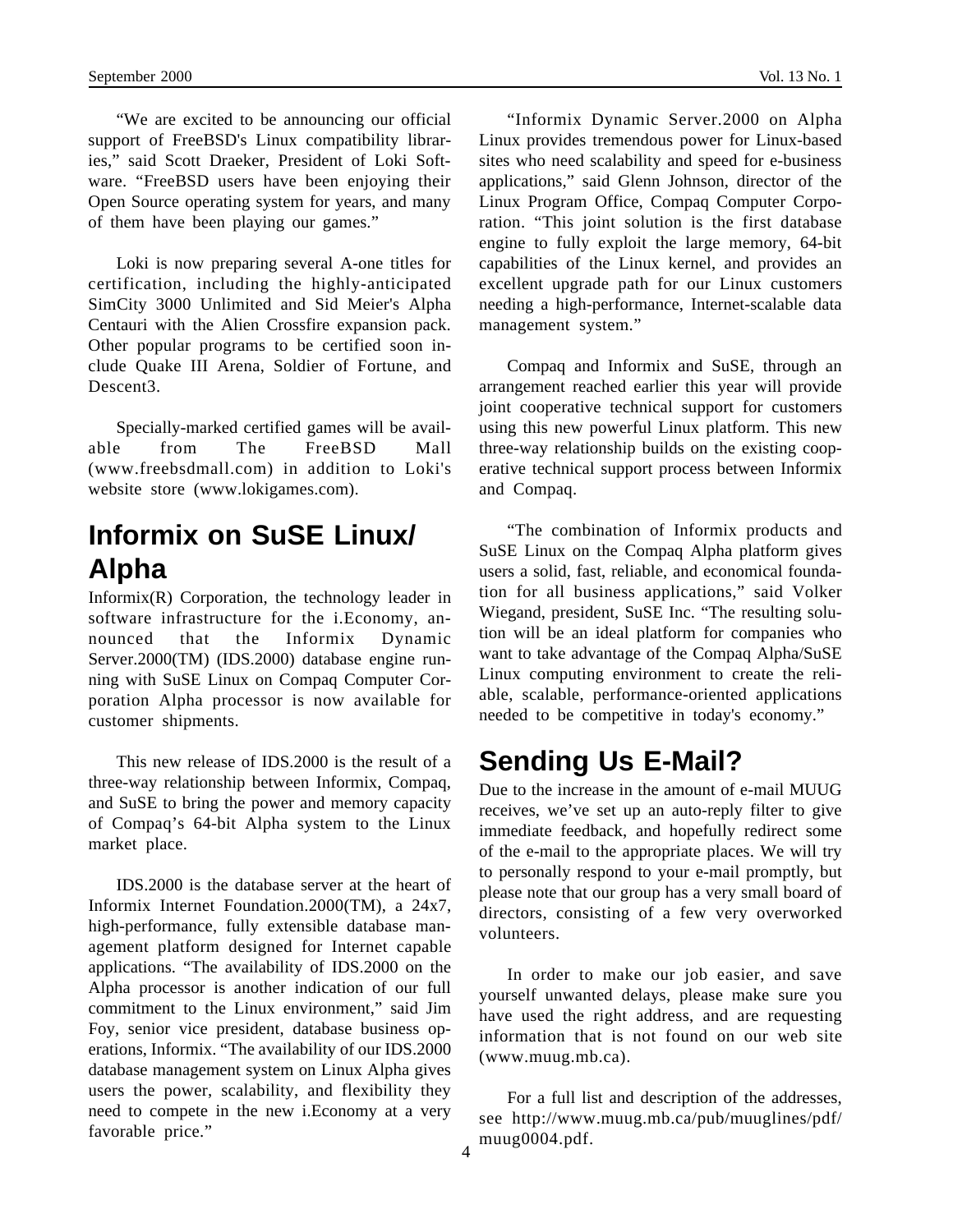"We are excited to be announcing our official support of FreeBSD's Linux compatibility libraries," said Scott Draeker, President of Loki Software. "FreeBSD users have been enjoying their Open Source operating system for years, and many of them have been playing our games."

Loki is now preparing several A-one titles for certification, including the highly-anticipated SimCity 3000 Unlimited and Sid Meier's Alpha Centauri with the Alien Crossfire expansion pack. Other popular programs to be certified soon include Quake III Arena, Soldier of Fortune, and Descent3.

Specially-marked certified games will be available from The FreeBSD Mall (www.freebsdmall.com) in addition to Loki's website store (www.lokigames.com).

## Informix on SuSE Linux/Alpha

Informix(R) Corporation, the technology leader in software infrastructure for the i.Economy, announced that the Informix Dynamic Server.2000(TM) (IDS.2000) database engine running with SuSE Linux on Compaq Computer Corporation Alpha processor is now available for customer shipments.

This new release of IDS.2000 is the result of a three-way relationship between Informix, Compaq, and SuSE to bring the power and memory capacity of Compaq's 64-bit Alpha system to the Linux market place.

IDS.2000 is the database server at the heart of Informix Internet Foundation.2000(TM), a 24x7, high-performance, fully extensible database management platform designed for Internet capable applications. "The availability of IDS.2000 on the Alpha processor is another indication of our full commitment to the Linux environment," said Jim Foy, senior vice president, database business operations, Informix. "The availability of our IDS.2000 database management system on Linux Alpha gives users the power, scalability, and flexibility they need to compete in the new i.Economy at a very favorable price."

"Informix Dynamic Server.2000 on Alpha Linux provides tremendous power for Linux-based sites who need scalability and speed for e-business applications," said Glenn Johnson, director of the Linux Program Office, Compaq Computer Corporation. "This joint solution is the first database engine to fully exploit the large memory, 64-bit capabilities of the Linux kernel, and provides an excellent upgrade path for our Linux customers needing a high-performance, Internet-scalable data management system."

Compaq and Informix and SuSE, through an arrangement reached earlier this year will provide joint cooperative technical support for customers using this new powerful Linux platform. This new three-way relationship builds on the existing cooperative technical support process between Informix and Compaq.

"The combination of Informix products and SuSE Linux on the Compaq Alpha platform gives users a solid, fast, reliable, and economical foundation for all business applications," said Volker Wiegand, president, SuSE Inc. "The resulting solution will be an ideal platform for companies who want to take advantage of the Compaq Alpha/SuSE Linux computing environment to create the reliable, scalable, performance-oriented applications needed to be competitive in today's economy."

## Sending Us E-Mail?

Due to the increase in the amount of e-mail MUUG receives, we've set up an auto-reply filter to give immediate feedback, and hopefully redirect some of the e-mail to the appropriate places. We will try to personally respond to your e-mail promptly, but please note that our group has a very small board of directors, consisting of a few very overworked volunteers.

In order to make our job easier, and save yourself unwanted delays, please make sure you have used the right address, and are requesting information that is not found on our web site (www.muug.mb.ca).

For a full list and description of the addresses, see http://www.muug.mb.ca/pub/muuglines/pdf/muug0004.pdf.